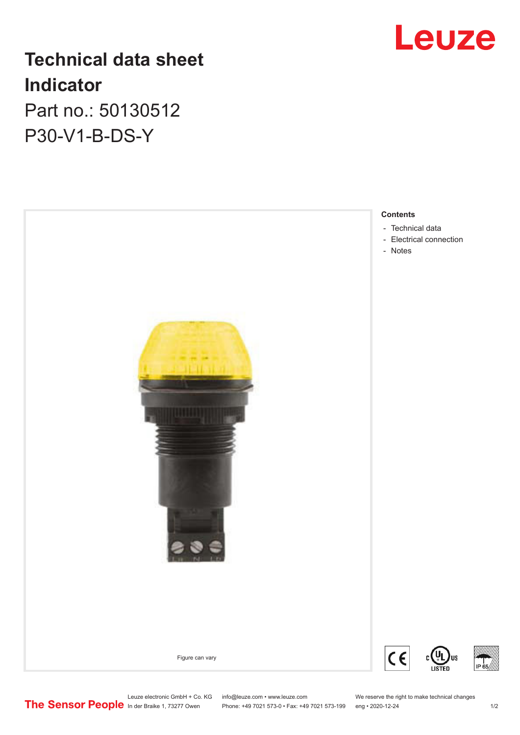# Technical data sheet
## Indicator

Part no.: 50130512

P30-V1-B-DS-Y

Figure can vary

**Contents**

- Technical data
- Electrical connection
- Notes

Leuze electronic GmbH + Co. KG
In der Braike 1, 73277 Owen

info@leuze.com • www.leuze.com
Phone: +49 7021 573-0 • Fax: +49 7021 573-199

We reserve the right to make technical changes
eng • 2020-12-24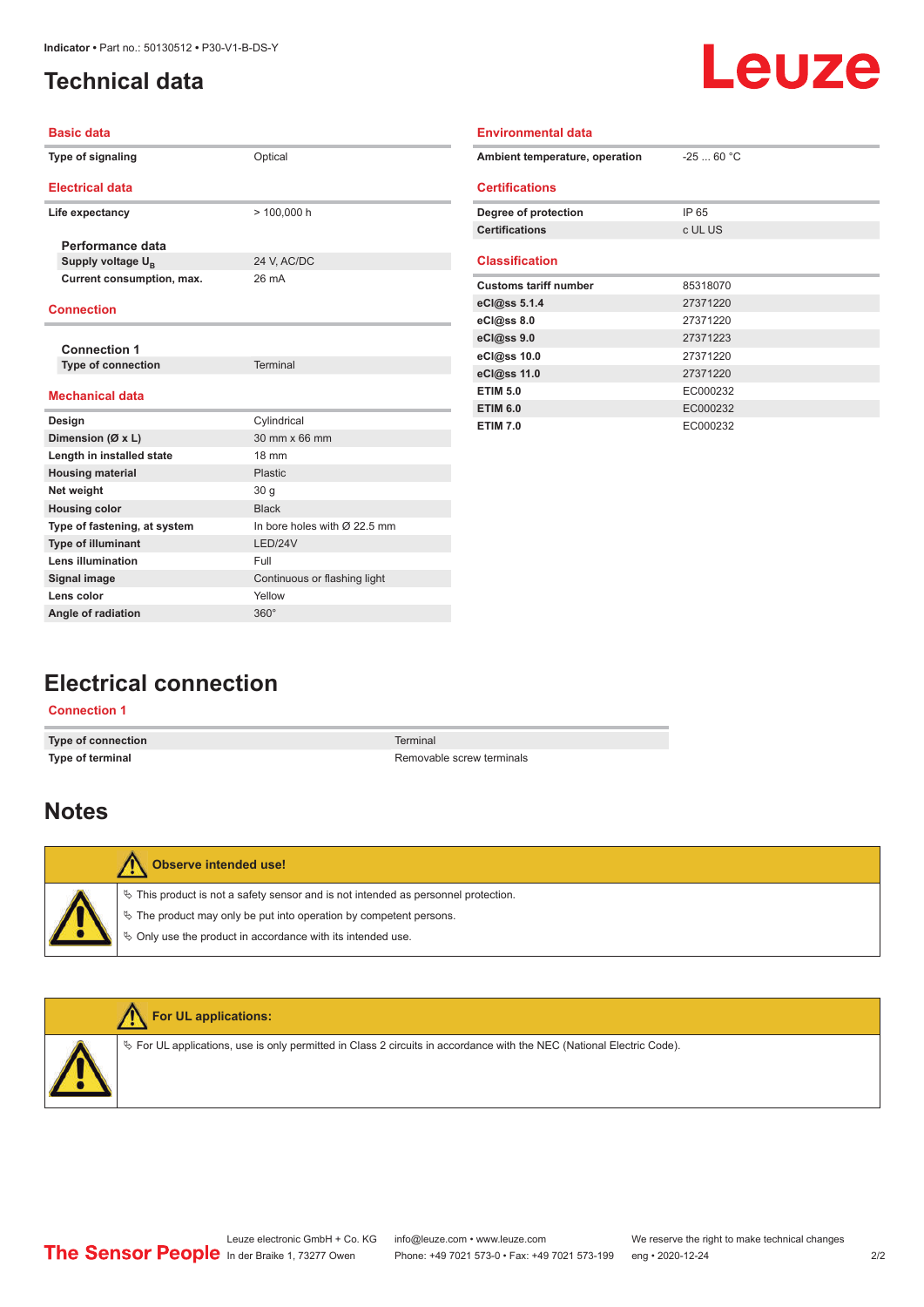# Technical data

## Basic data

| | |
|---|---|
| Type of signaling | Optical |

## Electrical data

| | |
|---|---|
| Life expectancy | > 100,000 h |

### Performance data

| | |
|---|---|
| Supply voltage $U_B$ | 24 V, AC/DC |
| Current consumption, max. | 26 mA |

## Connection

### Connection 1

| | |
|---|---|
| Type of connection | Terminal |

## Mechanical data

| | |
|---|---|
| Design | Cylindrical |
| Dimension (Ø x L) | 30 mm x 66 mm |
| Length in installed state | 18 mm |
| Housing material | Plastic |
| Net weight | 30 g |
| Housing color | Black |
| Type of fastening, at system | In bore holes with Ø 22.5 mm |
| Type of illuminant | LED/24V |
| Lens illumination | Full |
| Signal image | Continuous or flashing light |
| Lens color | Yellow |
| Angle of radiation | 360° |

## Environmental data

| | |
|---|---|
| Ambient temperature, operation | -25 ... 60 °C |

## Certifications

| | |
|---|---|
| Degree of protection | IP 65 |
| Certifications | c UL US |

## Classification

| | |
|---|---|
| Customs tariff number | 85318070 |
| eCl@ss 5.1.4 | 27371220 |
| eCl@ss 8.0 | 27371220 |
| eCl@ss 9.0 | 27371223 |
| eCl@ss 10.0 | 27371220 |
| eCl@ss 11.0 | 27371220 |
| ETIM 5.0 | EC000232 |
| ETIM 6.0 | EC000232 |
| ETIM 7.0 | EC000232 |

# Electrical connection

## Connection 1

| | |
|---|---|
| Type of connection | Terminal |
| Type of terminal | Removable screw terminals |

# Notes

**Observe intended use!**

- This product is not a safety sensor and is not intended as personnel protection.
- The product may only be put into operation by competent persons.
- Only use the product in accordance with its intended use.

**For UL applications:**

- For UL applications, use is only permitted in Class 2 circuits in accordance with the NEC (National Electric Code).